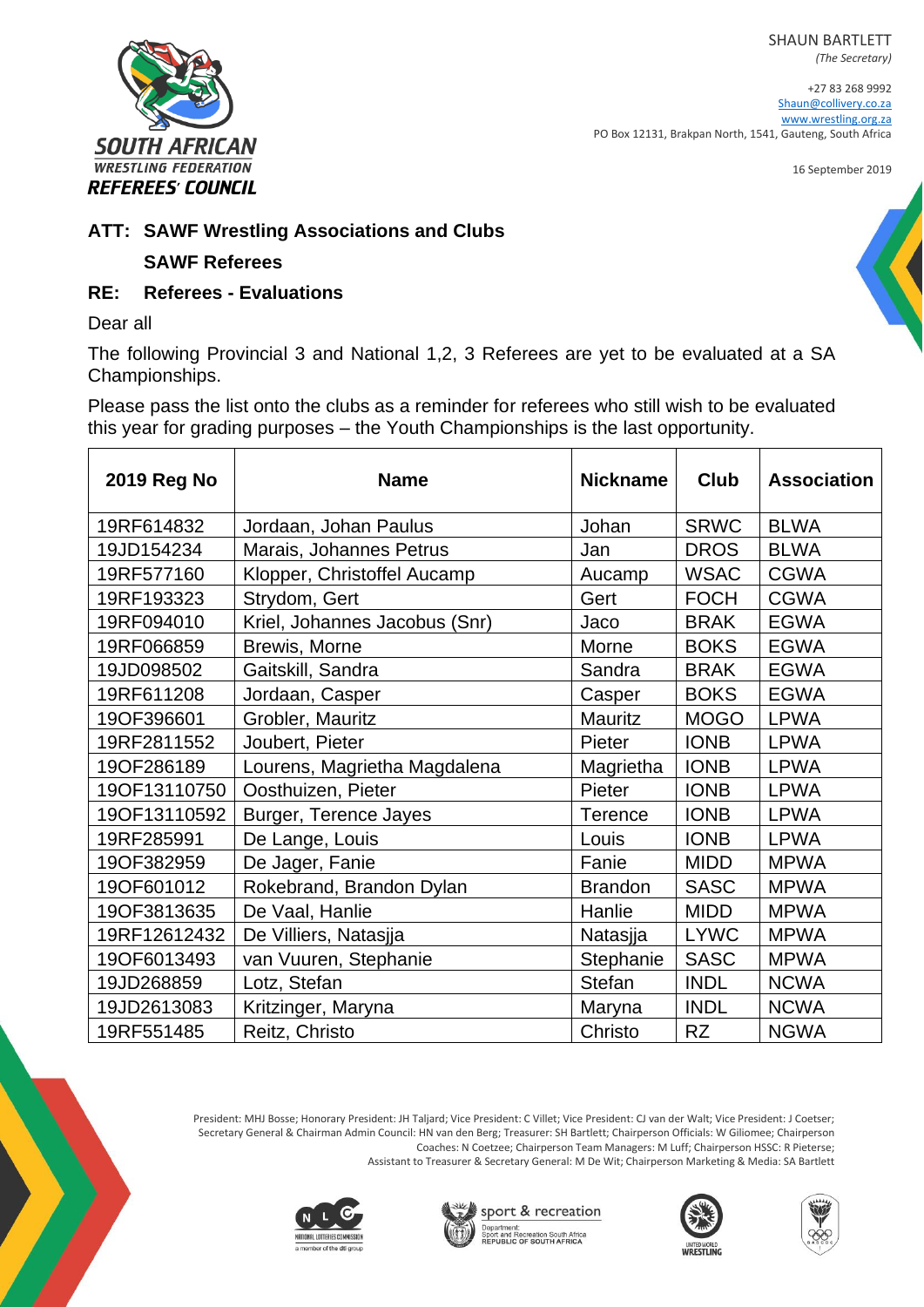**SOUTH AFRICAN WRESTLING FEDERATION REFEREES' COUNCIL**

SHAUN BARTLETT
*(The Secretary)*

+27 83 268 9992
Shaun@collivery.co.za
www.wrestling.org.za
PO Box 12131, Brakpan North, 1541, Gauteng, South Africa

16 September 2019

**ATT: SAWF Wrestling Associations and Clubs**

**SAWF Referees**

**RE: Referees - Evaluations**

Dear all

The following Provincial 3 and National 1,2, 3 Referees are yet to be evaluated at a SA Championships.

Please pass the list onto the clubs as a reminder for referees who still wish to be evaluated this year for grading purposes – the Youth Championships is the last opportunity.

| 2019 Reg No | Name | Nickname | Club | Association |
|---|---|---|---|---|
| 19RF614832 | Jordaan, Johan Paulus | Johan | SRWC | BLWA |
| 19JD154234 | Marais, Johannes Petrus | Jan | DROS | BLWA |
| 19RF577160 | Klopper, Christoffel Aucamp | Aucamp | WSAC | CGWA |
| 19RF193323 | Strydom, Gert | Gert | FOCH | CGWA |
| 19RF094010 | Kriel, Johannes Jacobus (Snr) | Jaco | BRAK | EGWA |
| 19RF066859 | Brewis, Morne | Morne | BOKS | EGWA |
| 19JD098502 | Gaitskill, Sandra | Sandra | BRAK | EGWA |
| 19RF611208 | Jordaan, Casper | Casper | BOKS | EGWA |
| 19OF396601 | Grobler, Mauritz | Mauritz | MOGO | LPWA |
| 19RF2811552 | Joubert, Pieter | Pieter | IONB | LPWA |
| 19OF286189 | Lourens, Magrietha Magdalena | Magrietha | IONB | LPWA |
| 19OF13110750 | Oosthuizen, Pieter | Pieter | IONB | LPWA |
| 19OF13110592 | Burger, Terence Jayes | Terence | IONB | LPWA |
| 19RF285991 | De Lange, Louis | Louis | IONB | LPWA |
| 19OF382959 | De Jager, Fanie | Fanie | MIDD | MPWA |
| 19OF601012 | Rokebrand, Brandon Dylan | Brandon | SASC | MPWA |
| 19OF3813635 | De Vaal, Hanlie | Hanlie | MIDD | MPWA |
| 19RF12612432 | De Villiers, Natasjja | Natasjja | LYWC | MPWA |
| 19OF6013493 | van Vuuren, Stephanie | Stephanie | SASC | MPWA |
| 19JD268859 | Lotz, Stefan | Stefan | INDL | NCWA |
| 19JD2613083 | Kritzinger, Maryna | Maryna | INDL | NCWA |
| 19RF551485 | Reitz, Christo | Christo | RZ | NGWA |

President: MHJ Bosse; Honorary President: JH Taljard; Vice President: C Villet; Vice President: CJ van der Walt; Vice President: J Coetser; Secretary General & Chairman Admin Council: HN van den Berg; Treasurer: SH Bartlett; Chairperson Officials: W Giliomee; Chairperson Coaches: N Coetzee; Chairperson Team Managers: M Luff; Chairperson HSSC: R Pieterse; Assistant to Treasurer & Secretary General: M De Wit; Chairperson Marketing & Media: SA Bartlett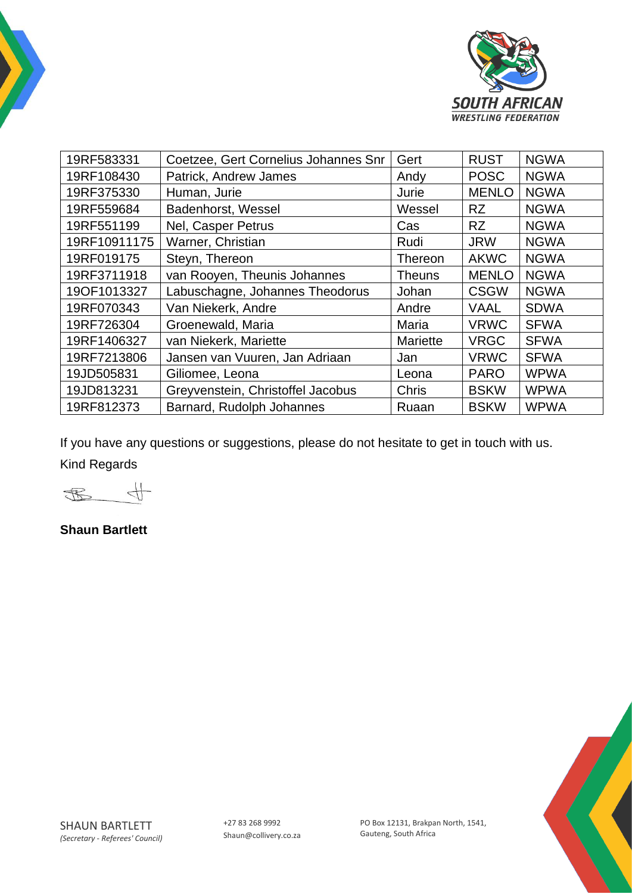| | | | | |
|---|---|---|---|---|
| 19RF583331 | Coetzee, Gert Cornelius Johannes Snr | Gert | RUST | NGWA |
| 19RF108430 | Patrick, Andrew James | Andy | POSC | NGWA |
| 19RF375330 | Human, Jurie | Jurie | MENLO | NGWA |
| 19RF559684 | Badenhorst, Wessel | Wessel | RZ | NGWA |
| 19RF551199 | Nel, Casper Petrus | Cas | RZ | NGWA |
| 19RF10911175 | Warner, Christian | Rudi | JRW | NGWA |
| 19RF019175 | Steyn, Thereon | Thereon | AKWC | NGWA |
| 19RF3711918 | van Rooyen, Theunis Johannes | Theuns | MENLO | NGWA |
| 19OF1013327 | Labuschagne, Johannes Theodorus | Johan | CSGW | NGWA |
| 19RF070343 | Van Niekerk, Andre | Andre | VAAL | SDWA |
| 19RF726304 | Groenewald, Maria | Maria | VRWC | SFWA |
| 19RF1406327 | van Niekerk, Mariette | Mariette | VRGC | SFWA |
| 19RF7213806 | Jansen van Vuuren, Jan Adriaan | Jan | VRWC | SFWA |
| 19JD505831 | Giliomee, Leona | Leona | PARO | WPWA |
| 19JD813231 | Greyvenstein, Christoffel Jacobus | Chris | BSKW | WPWA |
| 19RF812373 | Barnard, Rudolph Johannes | Ruaan | BSKW | WPWA |

If you have any questions or suggestions, please do not hesitate to get in touch with us.

Kind Regards

**Shaun Bartlett**

SHAUN BARTLETT
*(Secretary - Referees' Council)*

+27 83 268 9992
Shaun@collivery.co.za

PO Box 12131, Brakpan North, 1541,
Gauteng, South Africa